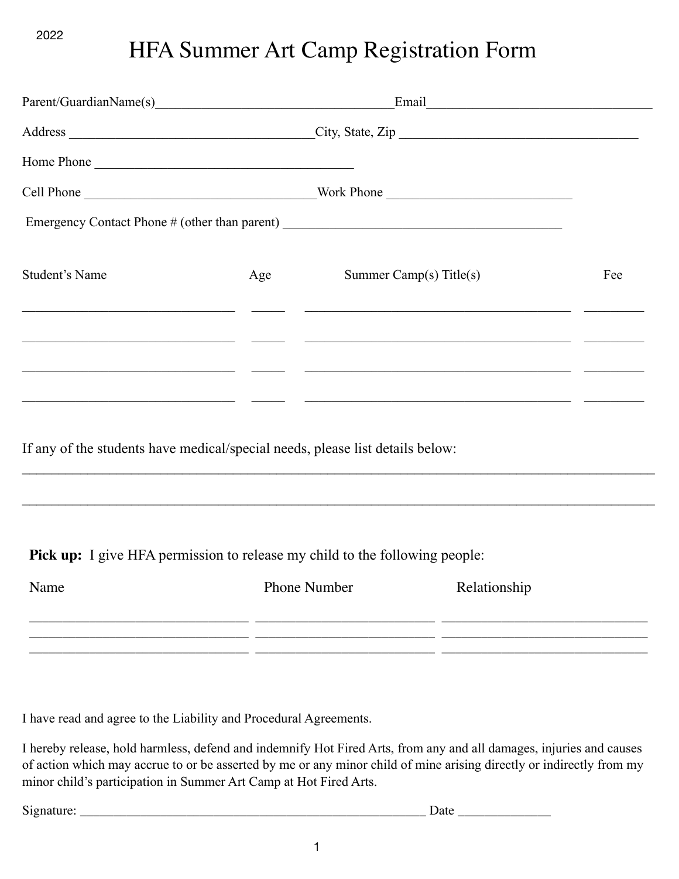2022

# HFA Summer Art Camp Registration Form

Parent/GuardianName(s)_____________________________________Email__________________________________

Address _____________________________________City, State, Zip ____________________________________

Home Phone ________________________________________

Cell Phone ___________________________________Work Phone ____________________________

Emergency Contact Phone # (other than parent) ___________________________________________

| Student's Name | Age | Summer Camp(s) Title(s) | Fee |
|---|---|---|---|
| _________________________________ | _____ | _________________________________________ | _________ |
| _________________________________ | _____ | _________________________________________ | _________ |
| _________________________________ | _____ | _________________________________________ | _________ |
| _________________________________ | _____ | _________________________________________ | _________ |

If any of the students have medical/special needs, please list details below:

_____________________________________________________________________________________________

_____________________________________________________________________________________________

**Pick up:** I give HFA permission to release my child to the following people:

| Name | Phone Number | Relationship |
|---|---|---|
| _______________________________ | _________________________ | ______________________________ |
| _______________________________ | _________________________ | ______________________________ |
| _______________________________ | _________________________ | ______________________________ |

I have read and agree to the Liability and Procedural Agreements.

I hereby release, hold harmless, defend and indemnify Hot Fired Arts, from any and all damages, injuries and causes of action which may accrue to or be asserted by me or any minor child of mine arising directly or indirectly from my minor child's participation in Summer Art Camp at Hot Fired Arts.

Signature: ______________________________________________________ Date ______________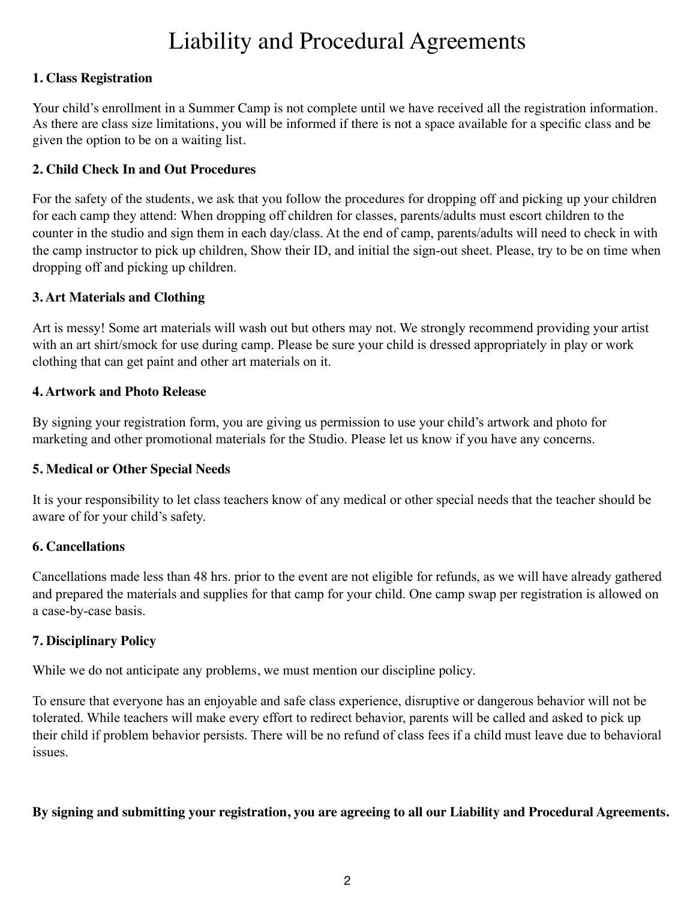# Liability and Procedural Agreements

**1. Class Registration**

Your child's enrollment in a Summer Camp is not complete until we have received all the registration information. As there are class size limitations, you will be informed if there is not a space available for a specific class and be given the option to be on a waiting list.

**2. Child Check In and Out Procedures**

For the safety of the students, we ask that you follow the procedures for dropping off and picking up your children for each camp they attend: When dropping off children for classes, parents/adults must escort children to the counter in the studio and sign them in each day/class. At the end of camp, parents/adults will need to check in with the camp instructor to pick up children, Show their ID, and initial the sign-out sheet. Please, try to be on time when dropping off and picking up children.

**3. Art Materials and Clothing**

Art is messy! Some art materials will wash out but others may not. We strongly recommend providing your artist with an art shirt/smock for use during camp. Please be sure your child is dressed appropriately in play or work clothing that can get paint and other art materials on it.

**4. Artwork and Photo Release**

By signing your registration form, you are giving us permission to use your child's artwork and photo for marketing and other promotional materials for the Studio. Please let us know if you have any concerns.

**5. Medical or Other Special Needs**

It is your responsibility to let class teachers know of any medical or other special needs that the teacher should be aware of for your child's safety.

**6. Cancellations**

Cancellations made less than 48 hrs. prior to the event are not eligible for refunds, as we will have already gathered and prepared the materials and supplies for that camp for your child. One camp swap per registration is allowed on a case-by-case basis.

**7. Disciplinary Policy**

While we do not anticipate any problems, we must mention our discipline policy.

To ensure that everyone has an enjoyable and safe class experience, disruptive or dangerous behavior will not be tolerated. While teachers will make every effort to redirect behavior, parents will be called and asked to pick up their child if problem behavior persists. There will be no refund of class fees if a child must leave due to behavioral issues.

**By signing and submitting your registration, you are agreeing to all our Liability and Procedural Agreements.**